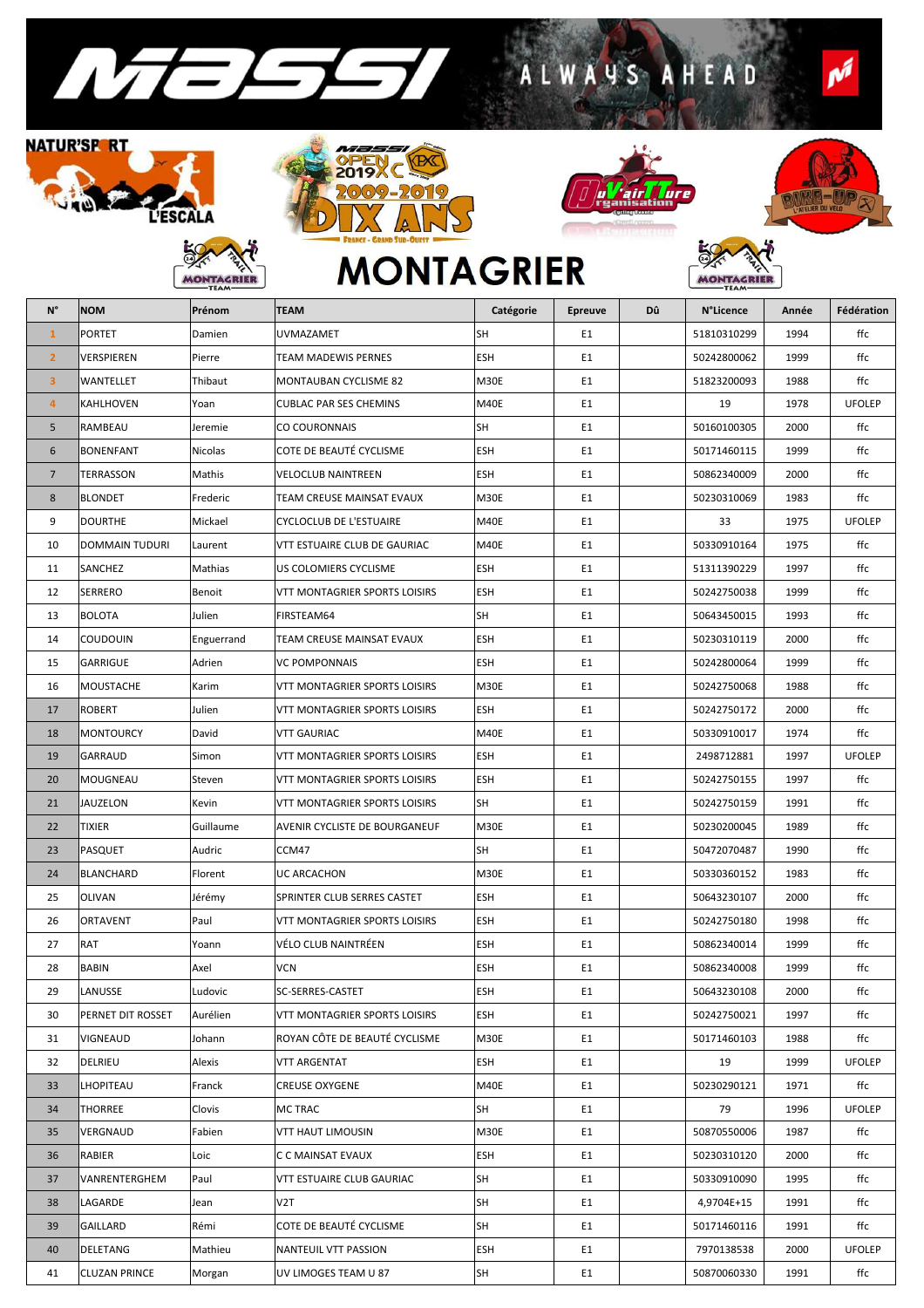# MONTAGRIER

| N° | NOM | Prénom | TEAM | Catégorie | Epreuve | Dû | N°Licence | Année | Fédération |
|---|---|---|---|---|---|---|---|---|---|
| 1 | PORTET | Damien | UVMAZAMET | SH | E1 | | 51810310299 | 1994 | ffc |
| 2 | VERSPIEREN | Pierre | TEAM MADEWIS PERNES | ESH | E1 | | 50242800062 | 1999 | ffc |
| 3 | WANTELLET | Thibaut | MONTAUBAN CYCLISME 82 | M30E | E1 | | 51823200093 | 1988 | ffc |
| 4 | KAHLHOVEN | Yoan | CUBLAC PAR SES CHEMINS | M40E | E1 | | 19 | 1978 | UFOLEP |
| 5 | RAMBEAU | Jeremie | CO COURONNAIS | SH | E1 | | 50160100305 | 2000 | ffc |
| 6 | BONENFANT | Nicolas | COTE DE BEAUTÉ CYCLISME | ESH | E1 | | 50171460115 | 1999 | ffc |
| 7 | TERRASSON | Mathis | VELOCLUB NAINTREEN | ESH | E1 | | 50862340009 | 2000 | ffc |
| 8 | BLONDET | Frederic | TEAM CREUSE MAINSAT EVAUX | M30E | E1 | | 50230310069 | 1983 | ffc |
| 9 | DOURTHE | Mickael | CYCLOCLUB DE L'ESTUAIRE | M40E | E1 | | 33 | 1975 | UFOLEP |
| 10 | DOMMAIN TUDURI | Laurent | VTT ESTUAIRE CLUB DE GAURIAC | M40E | E1 | | 50330910164 | 1975 | ffc |
| 11 | SANCHEZ | Mathias | US COLOMIERS CYCLISME | ESH | E1 | | 51311390229 | 1997 | ffc |
| 12 | SERRERO | Benoit | VTT MONTAGRIER SPORTS LOISIRS | ESH | E1 | | 50242750038 | 1999 | ffc |
| 13 | BOLOTA | Julien | FIRSTEAM64 | SH | E1 | | 50643450015 | 1993 | ffc |
| 14 | COUDOUIN | Enguerrand | TEAM CREUSE MAINSAT EVAUX | ESH | E1 | | 50230310119 | 2000 | ffc |
| 15 | GARRIGUE | Adrien | VC POMPONNAIS | ESH | E1 | | 50242800064 | 1999 | ffc |
| 16 | MOUSTACHE | Karim | VTT MONTAGRIER SPORTS LOISIRS | M30E | E1 | | 50242750068 | 1988 | ffc |
| 17 | ROBERT | Julien | VTT MONTAGRIER SPORTS LOISIRS | ESH | E1 | | 50242750172 | 2000 | ffc |
| 18 | MONTOURCY | David | VTT GAURIAC | M40E | E1 | | 50330910017 | 1974 | ffc |
| 19 | GARRAUD | Simon | VTT MONTAGRIER SPORTS LOISIRS | ESH | E1 | | 2498712881 | 1997 | UFOLEP |
| 20 | MOUGNEAU | Steven | VTT MONTAGRIER SPORTS LOISIRS | ESH | E1 | | 50242750155 | 1997 | ffc |
| 21 | JAUZELON | Kevin | VTT MONTAGRIER SPORTS LOISIRS | SH | E1 | | 50242750159 | 1991 | ffc |
| 22 | TIXIER | Guillaume | AVENIR CYCLISTE DE BOURGANEUF | M30E | E1 | | 50230200045 | 1989 | ffc |
| 23 | PASQUET | Audric | CCM47 | SH | E1 | | 50472070487 | 1990 | ffc |
| 24 | BLANCHARD | Florent | UC ARCACHON | M30E | E1 | | 50330360152 | 1983 | ffc |
| 25 | OLIVAN | Jérémy | SPRINTER CLUB SERRES CASTET | ESH | E1 | | 50643230107 | 2000 | ffc |
| 26 | ORTAVENT | Paul | VTT MONTAGRIER SPORTS LOISIRS | ESH | E1 | | 50242750180 | 1998 | ffc |
| 27 | RAT | Yoann | VÉLO CLUB NAINTRÉEN | ESH | E1 | | 50862340014 | 1999 | ffc |
| 28 | BABIN | Axel | VCN | ESH | E1 | | 50862340008 | 1999 | ffc |
| 29 | LANUSSE | Ludovic | SC-SERRES-CASTET | ESH | E1 | | 50643230108 | 2000 | ffc |
| 30 | PERNET DIT ROSSET | Aurélien | VTT MONTAGRIER SPORTS LOISIRS | ESH | E1 | | 50242750021 | 1997 | ffc |
| 31 | VIGNEAUD | Johann | ROYAN CÔTE DE BEAUTÉ CYCLISME | M30E | E1 | | 50171460103 | 1988 | ffc |
| 32 | DELRIEU | Alexis | VTT ARGENTAT | ESH | E1 | | 19 | 1999 | UFOLEP |
| 33 | LHOPITEAU | Franck | CREUSE OXYGENE | M40E | E1 | | 50230290121 | 1971 | ffc |
| 34 | THORREE | Clovis | MC TRAC | SH | E1 | | 79 | 1996 | UFOLEP |
| 35 | VERGNAUD | Fabien | VTT HAUT LIMOUSIN | M30E | E1 | | 50870550006 | 1987 | ffc |
| 36 | RABIER | Loic | C C MAINSAT EVAUX | ESH | E1 | | 50230310120 | 2000 | ffc |
| 37 | VANRENTERGHEM | Paul | VTT ESTUAIRE CLUB GAURIAC | SH | E1 | | 50330910090 | 1995 | ffc |
| 38 | LAGARDE | Jean | V2T | SH | E1 | | 4,9704E+15 | 1991 | ffc |
| 39 | GAILLARD | Rémi | COTE DE BEAUTÉ CYCLISME | SH | E1 | | 50171460116 | 1991 | ffc |
| 40 | DELETANG | Mathieu | NANTEUIL VTT PASSION | ESH | E1 | | 7970138538 | 2000 | UFOLEP |
| 41 | CLUZAN PRINCE | Morgan | UV LIMOGES TEAM U 87 | SH | E1 | | 50870060330 | 1991 | ffc |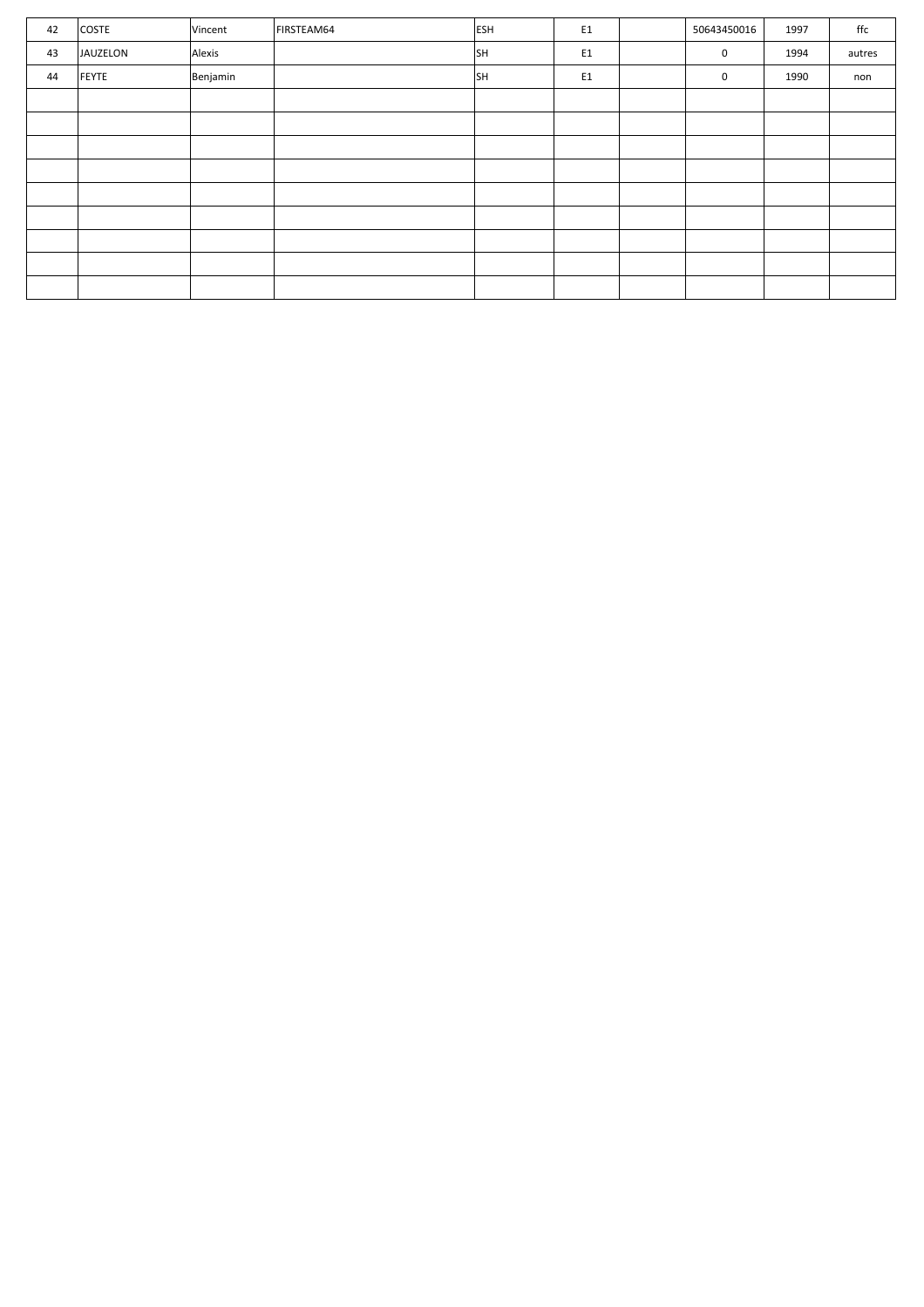| | | | | | | | | | |
|---|---|---|---|---|---|---|---|---|---|
| 42 | COSTE | Vincent | FIRSTEAM64 | ESH | E1 | | 50643450016 | 1997 | ffc |
| 43 | JAUZELON | Alexis | | SH | E1 | | 0 | 1994 | autres |
| 44 | FEYTE | Benjamin | | SH | E1 | | 0 | 1990 | non |
| | | | | | | | | | |
| | | | | | | | | | |
| | | | | | | | | | |
| | | | | | | | | | |
| | | | | | | | | | |
| | | | | | | | | | |
| | | | | | | | | | |
| | | | | | | | | | |
| | | | | | | | | | |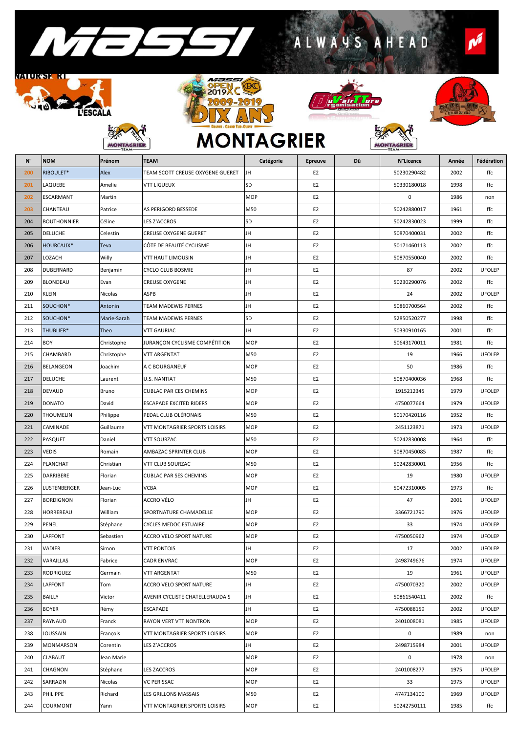# MONTAGRIER

| N° | NOM | Prénom | TEAM | Catégorie | Epreuve | Dû | N°Licence | Année | Fédération |
|---|---|---|---|---|---|---|---|---|---|
| 200 | RIBOULET* | Alex | TEAM SCOTT CREUSE OXYGENE GUERET | JH | E2 | | 50230290482 | 2002 | ffc |
| 201 | LAQUEBE | Amelie | VTT LIGUEUX | SD | E2 | | 50330180018 | 1998 | ffc |
| 202 | ESCARMANT | Martin | | MOP | E2 | | 0 | 1986 | non |
| 203 | CHANTEAU | Patrice | AS PERIGORD BESSEDE | M50 | E2 | | 50242880017 | 1961 | ffc |
| 204 | BOUTHONNIER | Céline | LES Z'ACCROS | SD | E2 | | 50242830023 | 1999 | ffc |
| 205 | DELUCHE | Celestin | CREUSE OXYGENE GUERET | JH | E2 | | 50870400031 | 2002 | ffc |
| 206 | HOURCAUX* | Teva | CÔTE DE BEAUTÉ CYCLISME | JH | E2 | | 50171460113 | 2002 | ffc |
| 207 | LOZACH | Willy | VTT HAUT LIMOUSIN | JH | E2 | | 50870550040 | 2002 | ffc |
| 208 | DUBERNARD | Benjamin | CYCLO CLUB BOSMIE | JH | E2 | | 87 | 2002 | UFOLEP |
| 209 | BLONDEAU | Evan | CREUSE OXYGENE | JH | E2 | | 50230290076 | 2002 | ffc |
| 210 | KLEIN | Nicolas | ASPB | JH | E2 | | 24 | 2002 | UFOLEP |
| 211 | SOUCHON* | Antonin | TEAM MADEWIS PERNES | JH | E2 | | 50860700564 | 2002 | ffc |
| 212 | SOUCHON* | Marie-Sarah | TEAM MADEWIS PERNES | SD | E2 | | 52850520277 | 1998 | ffc |
| 213 | THUBLIER* | Theo | VTT GAURIAC | JH | E2 | | 50330910165 | 2001 | ffc |
| 214 | BOY | Christophe | JURANÇON CYCLISME COMPÉTITION | MOP | E2 | | 50643170011 | 1981 | ffc |
| 215 | CHAMBARD | Christophe | VTT ARGENTAT | M50 | E2 | | 19 | 1966 | UFOLEP |
| 216 | BELANGEON | Joachim | A C BOURGANEUF | MOP | E2 | | 50 | 1986 | ffc |
| 217 | DELUCHE | Laurent | U.S. NANTIAT | M50 | E2 | | 50870400036 | 1968 | ffc |
| 218 | DEVAUD | Bruno | CUBLAC PAR CES CHEMINS | MOP | E2 | | 1915212345 | 1979 | UFOLEP |
| 219 | DONATO | David | ESCAPADE EXCITED RIDERS | MOP | E2 | | 4750077664 | 1979 | UFOLEP |
| 220 | THOUMELIN | Philippe | PEDAL CLUB OLÉRONAIS | M50 | E2 | | 50170420116 | 1952 | ffc |
| 221 | CAMINADE | Guillaume | VTT MONTAGRIER SPORTS LOISIRS | MOP | E2 | | 2451123871 | 1973 | UFOLEP |
| 222 | PASQUET | Daniel | VTT SOURZAC | M50 | E2 | | 50242830008 | 1964 | ffc |
| 223 | VEDIS | Romain | AMBAZAC SPRINTER CLUB | MOP | E2 | | 50870450085 | 1987 | ffc |
| 224 | PLANCHAT | Christian | VTT CLUB SOURZAC | M50 | E2 | | 50242830001 | 1956 | ffc |
| 225 | DARRIBERE | Florian | CUBLAC PAR SES CHEMINS | MOP | E2 | | 19 | 1980 | UFOLEP |
| 226 | LUSTENBERGER | Jean-Luc | VCBA | MOP | E2 | | 50472310005 | 1973 | ffc |
| 227 | BORDIGNON | Florian | ACCRO VÉLO | JH | E2 | | 47 | 2001 | UFOLEP |
| 228 | HORREREAU | William | SPORTNATURE CHAMADELLE | MOP | E2 | | 3366721790 | 1976 | UFOLEP |
| 229 | PENEL | Stéphane | CYCLES MEDOC ESTUAIRE | MOP | E2 | | 33 | 1974 | UFOLEP |
| 230 | LAFFONT | Sebastien | ACCRO VELO SPORT NATURE | MOP | E2 | | 4750050962 | 1974 | UFOLEP |
| 231 | VADIER | Simon | VTT PONTOIS | JH | E2 | | 17 | 2002 | UFOLEP |
| 232 | VARAILLAS | Fabrice | CADR ENVRAC | MOP | E2 | | 2498749676 | 1974 | UFOLEP |
| 233 | RODRIGUEZ | Germain | VTT ARGENTAT | M50 | E2 | | 19 | 1961 | UFOLEP |
| 234 | LAFFONT | Tom | ACCRO VELO SPORT NATURE | JH | E2 | | 4750070320 | 2002 | UFOLEP |
| 235 | BAILLY | Victor | AVENIR CYCLISTE CHATELLERAUDAIS | JH | E2 | | 50861540411 | 2002 | ffc |
| 236 | BOYER | Rémy | ESCAPADE | JH | E2 | | 4750088159 | 2002 | UFOLEP |
| 237 | RAYNAUD | Franck | RAYON VERT VTT NONTRON | MOP | E2 | | 2401008081 | 1985 | UFOLEP |
| 238 | JOUSSAIN | François | VTT MONTAGRIER SPORTS LOISIRS | MOP | E2 | | 0 | 1989 | non |
| 239 | MONMARSON | Corentin | LES Z'ACCROS | JH | E2 | | 2498715984 | 2001 | UFOLEP |
| 240 | CLABAUT | Jean Marie | | MOP | E2 | | 0 | 1978 | non |
| 241 | CHAGNON | Stéphane | LES ZACCROS | MOP | E2 | | 2401008277 | 1975 | UFOLEP |
| 242 | SARRAZIN | Nicolas | VC PERISSAC | MOP | E2 | | 33 | 1975 | UFOLEP |
| 243 | PHILIPPE | Richard | LES GRILLONS MASSAIS | M50 | E2 | | 4747134100 | 1969 | UFOLEP |
| 244 | COURMONT | Yann | VTT MONTAGRIER SPORTS LOISIRS | MOP | E2 | | 50242750111 | 1985 | ffc |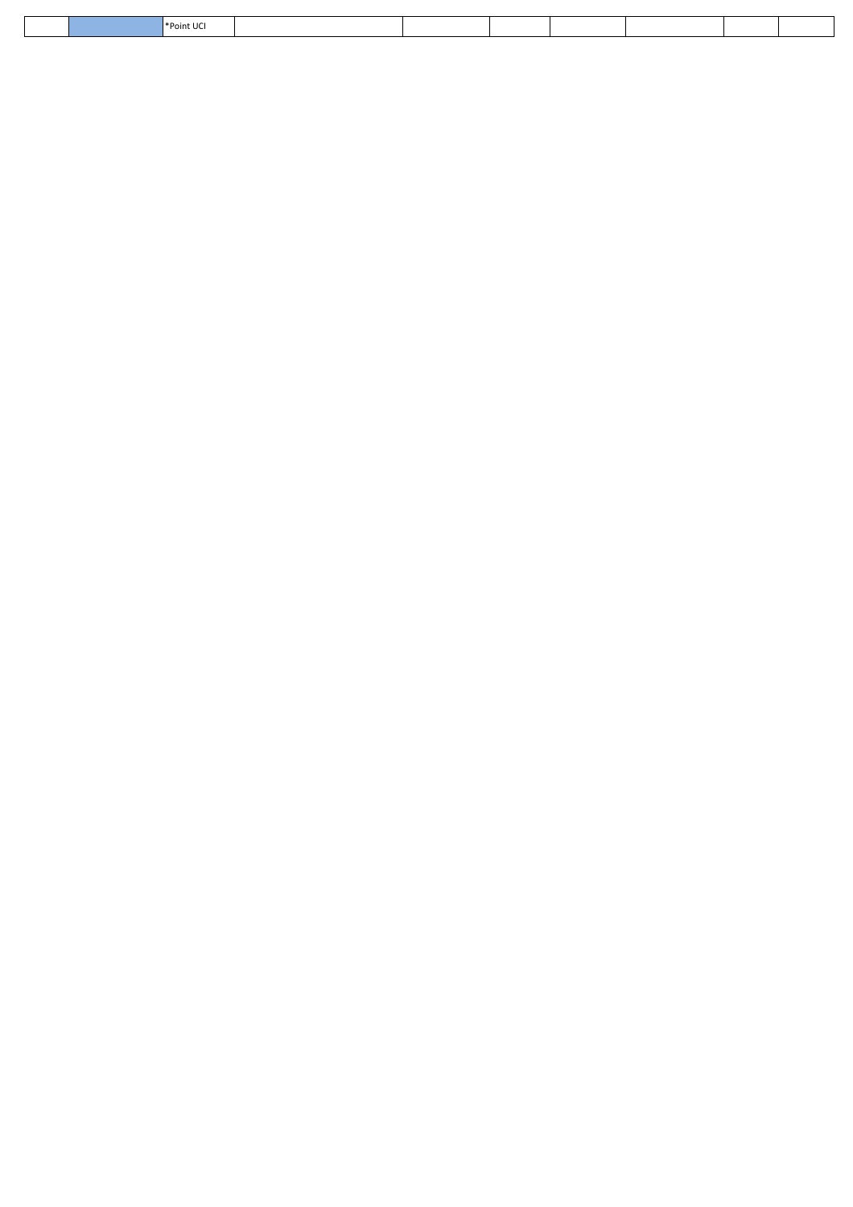|  |  | *Point UCI |  |  |  |  |  |  |  |
|---|---|---|---|---|---|---|---|---|---|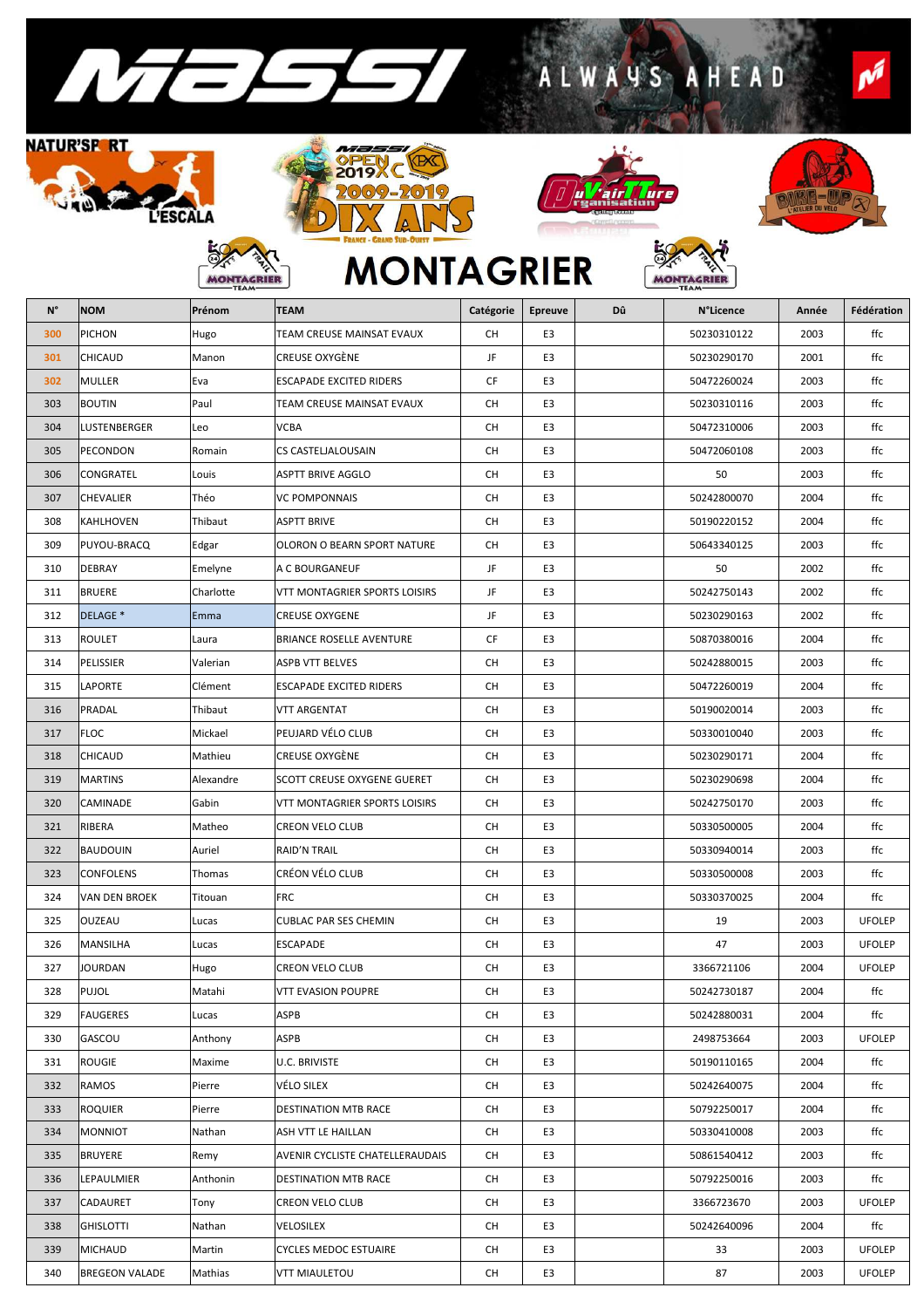# MONTAGRIER

| N° | NOM | Prénom | TEAM | Catégorie | Epreuve | Dû | N°Licence | Année | Fédération |
|---|---|---|---|---|---|---|---|---|---|
| 300 | PICHON | Hugo | TEAM CREUSE MAINSAT EVAUX | CH | E3 | | 50230310122 | 2003 | ffc |
| 301 | CHICAUD | Manon | CREUSE OXYGÈNE | JF | E3 | | 50230290170 | 2001 | ffc |
| 302 | MULLER | Eva | ESCAPADE EXCITED RIDERS | CF | E3 | | 50472260024 | 2003 | ffc |
| 303 | BOUTIN | Paul | TEAM CREUSE MAINSAT EVAUX | CH | E3 | | 50230310116 | 2003 | ffc |
| 304 | LUSTENBERGER | Leo | VCBA | CH | E3 | | 50472310006 | 2003 | ffc |
| 305 | PECONDON | Romain | CS CASTELJALOUSAIN | CH | E3 | | 50472060108 | 2003 | ffc |
| 306 | CONGRATEL | Louis | ASPTT BRIVE AGGLO | CH | E3 | | 50 | 2003 | ffc |
| 307 | CHEVALIER | Théo | VC POMPONNAIS | CH | E3 | | 50242800070 | 2004 | ffc |
| 308 | KAHLHOVEN | Thibaut | ASPTT BRIVE | CH | E3 | | 50190220152 | 2004 | ffc |
| 309 | PUYOU-BRACQ | Edgar | OLORON O BEARN SPORT NATURE | CH | E3 | | 50643340125 | 2003 | ffc |
| 310 | DEBRAY | Emelyne | A C BOURGANEUF | JF | E3 | | 50 | 2002 | ffc |
| 311 | BRUERE | Charlotte | VTT MONTAGRIER SPORTS LOISIRS | JF | E3 | | 50242750143 | 2002 | ffc |
| 312 | DELAGE * | Emma | CREUSE OXYGENE | JF | E3 | | 50230290163 | 2002 | ffc |
| 313 | ROULET | Laura | BRIANCE ROSELLE AVENTURE | CF | E3 | | 50870380016 | 2004 | ffc |
| 314 | PELISSIER | Valerian | ASPB VTT BELVES | CH | E3 | | 50242880015 | 2003 | ffc |
| 315 | LAPORTE | Clément | ESCAPADE EXCITED RIDERS | CH | E3 | | 50472260019 | 2004 | ffc |
| 316 | PRADAL | Thibaut | VTT ARGENTAT | CH | E3 | | 50190020014 | 2003 | ffc |
| 317 | FLOC | Mickael | PEUJARD VÉLO CLUB | CH | E3 | | 50330010040 | 2003 | ffc |
| 318 | CHICAUD | Mathieu | CREUSE OXYGÈNE | CH | E3 | | 50230290171 | 2004 | ffc |
| 319 | MARTINS | Alexandre | SCOTT CREUSE OXYGENE GUERET | CH | E3 | | 50230290698 | 2004 | ffc |
| 320 | CAMINADE | Gabin | VTT MONTAGRIER SPORTS LOISIRS | CH | E3 | | 50242750170 | 2003 | ffc |
| 321 | RIBERA | Matheo | CREON VELO CLUB | CH | E3 | | 50330500005 | 2004 | ffc |
| 322 | BAUDOUIN | Auriel | RAID'N TRAIL | CH | E3 | | 50330940014 | 2003 | ffc |
| 323 | CONFOLENS | Thomas | CRÉON VÉLO CLUB | CH | E3 | | 50330500008 | 2003 | ffc |
| 324 | VAN DEN BROEK | Titouan | FRC | CH | E3 | | 50330370025 | 2004 | ffc |
| 325 | OUZEAU | Lucas | CUBLAC PAR SES CHEMIN | CH | E3 | | 19 | 2003 | UFOLEP |
| 326 | MANSILHA | Lucas | ESCAPADE | CH | E3 | | 47 | 2003 | UFOLEP |
| 327 | JOURDAN | Hugo | CREON VELO CLUB | CH | E3 | | 3366721106 | 2004 | UFOLEP |
| 328 | PUJOL | Matahi | VTT EVASION POUPRE | CH | E3 | | 50242730187 | 2004 | ffc |
| 329 | FAUGERES | Lucas | ASPB | CH | E3 | | 50242880031 | 2004 | ffc |
| 330 | GASCOU | Anthony | ASPB | CH | E3 | | 2498753664 | 2003 | UFOLEP |
| 331 | ROUGIE | Maxime | U.C. BRIVISTE | CH | E3 | | 50190110165 | 2004 | ffc |
| 332 | RAMOS | Pierre | VÉLO SILEX | CH | E3 | | 50242640075 | 2004 | ffc |
| 333 | ROQUIER | Pierre | DESTINATION MTB RACE | CH | E3 | | 50792250017 | 2004 | ffc |
| 334 | MONNIOT | Nathan | ASH VTT LE HAILLAN | CH | E3 | | 50330410008 | 2003 | ffc |
| 335 | BRUYERE | Remy | AVENIR CYCLISTE CHATELLERAUDAIS | CH | E3 | | 50861540412 | 2003 | ffc |
| 336 | LEPAULMIER | Anthonin | DESTINATION MTB RACE | CH | E3 | | 50792250016 | 2003 | ffc |
| 337 | CADAURET | Tony | CREON VELO CLUB | CH | E3 | | 3366723670 | 2003 | UFOLEP |
| 338 | GHISLOTTI | Nathan | VELOSILEX | CH | E3 | | 50242640096 | 2004 | ffc |
| 339 | MICHAUD | Martin | CYCLES MEDOC ESTUAIRE | CH | E3 | | 33 | 2003 | UFOLEP |
| 340 | BREGEON VALADE | Mathias | VTT MIAULETOU | CH | E3 | | 87 | 2003 | UFOLEP |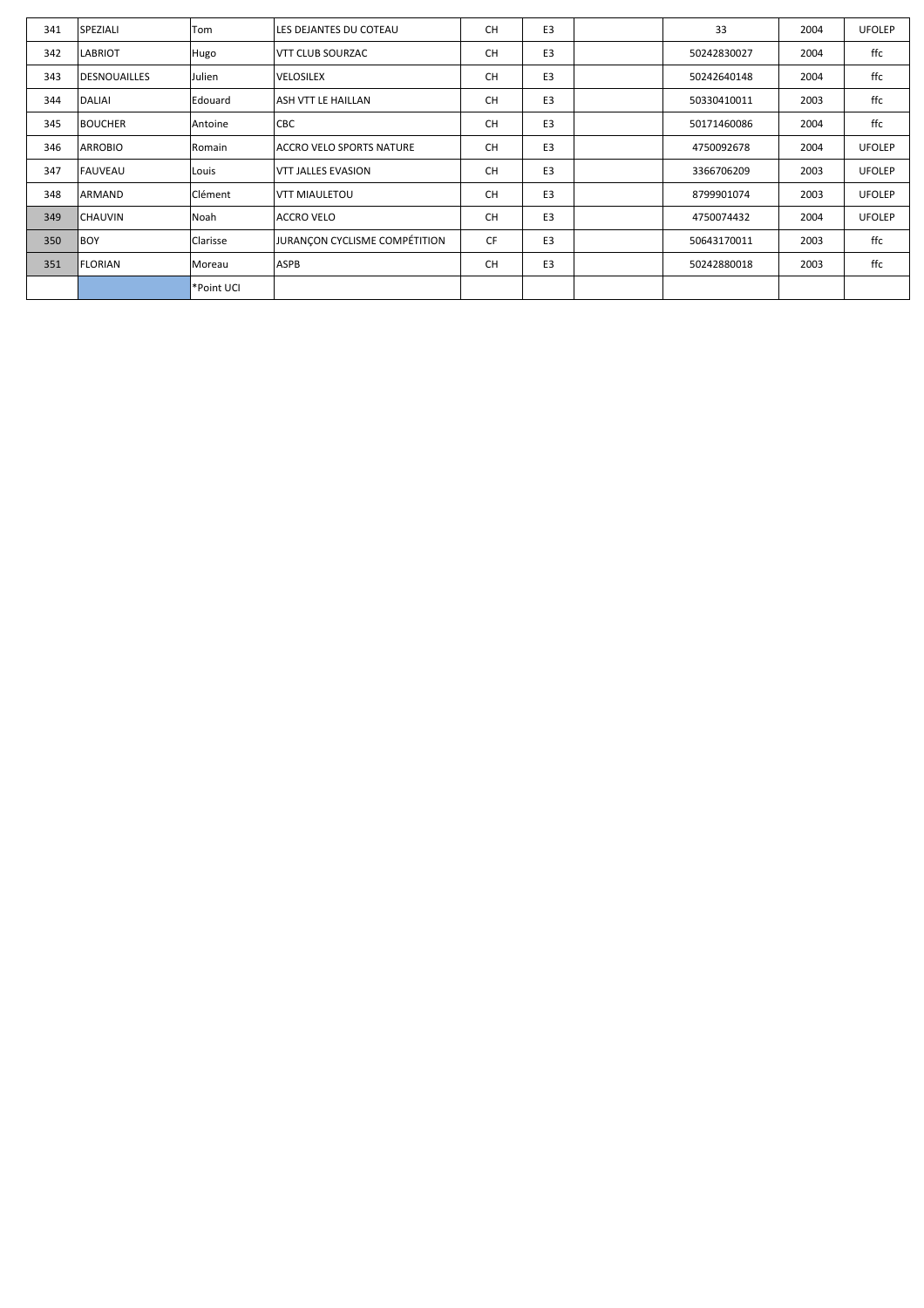| 341 | SPEZIALI | Tom | LES DEJANTES DU COTEAU | CH | E3 | | 33 | 2004 | UFOLEP |
|---|---|---|---|---|---|---|---|---|---|
| 342 | LABRIOT | Hugo | VTT CLUB SOURZAC | CH | E3 | | 50242830027 | 2004 | ffc |
| 343 | DESNOUAILLES | Julien | VELOSILEX | CH | E3 | | 50242640148 | 2004 | ffc |
| 344 | DALIAI | Edouard | ASH VTT LE HAILLAN | CH | E3 | | 50330410011 | 2003 | ffc |
| 345 | BOUCHER | Antoine | CBC | CH | E3 | | 50171460086 | 2004 | ffc |
| 346 | ARROBIO | Romain | ACCRO VELO SPORTS NATURE | CH | E3 | | 4750092678 | 2004 | UFOLEP |
| 347 | FAUVEAU | Louis | VTT JALLES EVASION | CH | E3 | | 3366706209 | 2003 | UFOLEP |
| 348 | ARMAND | Clément | VTT MIAULETOU | CH | E3 | | 8799901074 | 2003 | UFOLEP |
| 349 | CHAUVIN | Noah | ACCRO VELO | CH | E3 | | 4750074432 | 2004 | UFOLEP |
| 350 | BOY | Clarisse | JURANÇON CYCLISME COMPÉTITION | CF | E3 | | 50643170011 | 2003 | ffc |
| 351 | FLORIAN | Moreau | ASPB | CH | E3 | | 50242880018 | 2003 | ffc |
| | | *Point UCI | | | | | | | |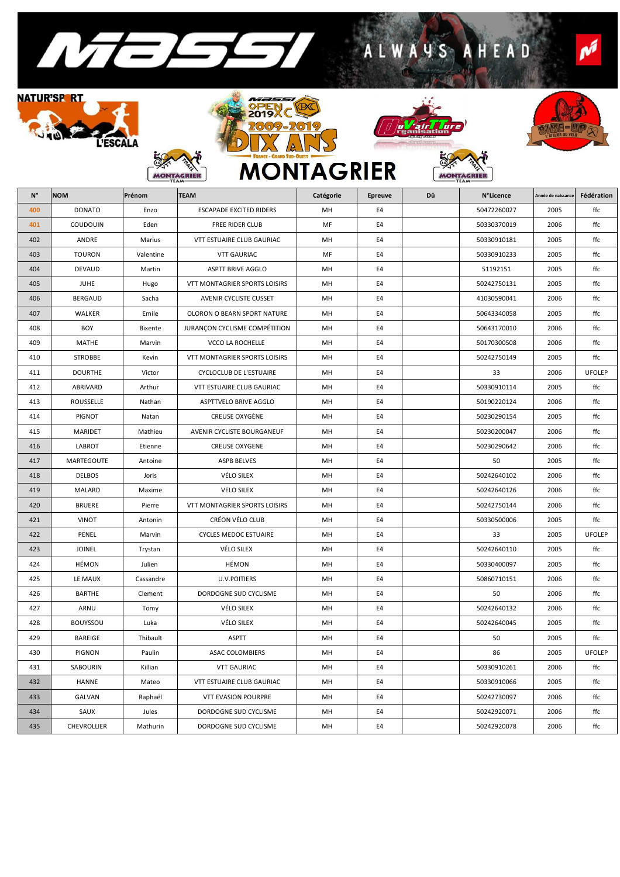MASSI ALWAYS AHEAD

NATUR'SPORT L'ESCALA

MASSI OPEN 2019 XC 2009-2019 DIX ANS

MONTAGRIER

| N° | NOM | Prénom | TEAM | Catégorie | Epreuve | Dû | N°Licence | Année de naissance | Fédération |
|---|---|---|---|---|---|---|---|---|---|
| 400 | DONATO | Enzo | ESCAPADE EXCITED RIDERS | MH | E4 | | 50472260027 | 2005 | ffc |
| 401 | COUDOUIN | Eden | FREE RIDER CLUB | MF | E4 | | 50330370019 | 2006 | ffc |
| 402 | ANDRE | Marius | VTT ESTUAIRE CLUB GAURIAC | MH | E4 | | 50330910181 | 2005 | ffc |
| 403 | TOURON | Valentine | VTT GAURIAC | MF | E4 | | 50330910233 | 2005 | ffc |
| 404 | DEVAUD | Martin | ASPTT BRIVE AGGLO | MH | E4 | | 51192151 | 2005 | ffc |
| 405 | JUHE | Hugo | VTT MONTAGRIER SPORTS LOISIRS | MH | E4 | | 50242750131 | 2005 | ffc |
| 406 | BERGAUD | Sacha | AVENIR CYCLISTE CUSSET | MH | E4 | | 41030590041 | 2006 | ffc |
| 407 | WALKER | Emile | OLORON O BEARN SPORT NATURE | MH | E4 | | 50643340058 | 2005 | ffc |
| 408 | BOY | Bixente | JURANÇON CYCLISME COMPÉTITION | MH | E4 | | 50643170010 | 2006 | ffc |
| 409 | MATHE | Marvin | VCCO LA ROCHELLE | MH | E4 | | 50170300508 | 2006 | ffc |
| 410 | STROBBE | Kevin | VTT MONTAGRIER SPORTS LOISIRS | MH | E4 | | 50242750149 | 2005 | ffc |
| 411 | DOURTHE | Victor | CYCLOCLUB DE L'ESTUAIRE | MH | E4 | | 33 | 2006 | UFOLEP |
| 412 | ABRIVARD | Arthur | VTT ESTUAIRE CLUB GAURIAC | MH | E4 | | 50330910114 | 2005 | ffc |
| 413 | ROUSSELLE | Nathan | ASPTTVELO BRIVE AGGLO | MH | E4 | | 50190220124 | 2006 | ffc |
| 414 | PIGNOT | Natan | CREUSE OXYGÈNE | MH | E4 | | 50230290154 | 2005 | ffc |
| 415 | MARIDET | Mathieu | AVENIR CYCLISTE BOURGANEUF | MH | E4 | | 50230200047 | 2006 | ffc |
| 416 | LABROT | Etienne | CREUSE OXYGENE | MH | E4 | | 50230290642 | 2006 | ffc |
| 417 | MARTEGOUTE | Antoine | ASPB BELVES | MH | E4 | | 50 | 2005 | ffc |
| 418 | DELBOS | Joris | VÉLO SILEX | MH | E4 | | 50242640102 | 2006 | ffc |
| 419 | MALARD | Maxime | VELO SILEX | MH | E4 | | 50242640126 | 2006 | ffc |
| 420 | BRUERE | Pierre | VTT MONTAGRIER SPORTS LOISIRS | MH | E4 | | 50242750144 | 2006 | ffc |
| 421 | VINOT | Antonin | CRÉON VÉLO CLUB | MH | E4 | | 50330500006 | 2005 | ffc |
| 422 | PENEL | Marvin | CYCLES MEDOC ESTUAIRE | MH | E4 | | 33 | 2005 | UFOLEP |
| 423 | JOINEL | Trystan | VÉLO SILEX | MH | E4 | | 50242640110 | 2005 | ffc |
| 424 | HÉMON | Julien | HÉMON | MH | E4 | | 50330400097 | 2005 | ffc |
| 425 | LE MAUX | Cassandre | U.V.POITIERS | MH | E4 | | 50860710151 | 2006 | ffc |
| 426 | BARTHE | Clement | DORDOGNE SUD CYCLISME | MH | E4 | | 50 | 2006 | ffc |
| 427 | ARNU | Tomy | VÉLO SILEX | MH | E4 | | 50242640132 | 2006 | ffc |
| 428 | BOUYSSOU | Luka | VÉLO SILEX | MH | E4 | | 50242640045 | 2005 | ffc |
| 429 | BAREIGE | Thibault | ASPTT | MH | E4 | | 50 | 2005 | ffc |
| 430 | PIGNON | Paulin | ASAC COLOMBIERS | MH | E4 | | 86 | 2005 | UFOLEP |
| 431 | SABOURIN | Killian | VTT GAURIAC | MH | E4 | | 50330910261 | 2006 | ffc |
| 432 | HANNE | Mateo | VTT ESTUAIRE CLUB GAURIAC | MH | E4 | | 50330910066 | 2005 | ffc |
| 433 | GALVAN | Raphaël | VTT EVASION POURPRE | MH | E4 | | 50242730097 | 2006 | ffc |
| 434 | SAUX | Jules | DORDOGNE SUD CYCLISME | MH | E4 | | 50242920071 | 2006 | ffc |
| 435 | CHEVROLLIER | Mathurin | DORDOGNE SUD CYCLISME | MH | E4 | | 50242920078 | 2006 | ffc |